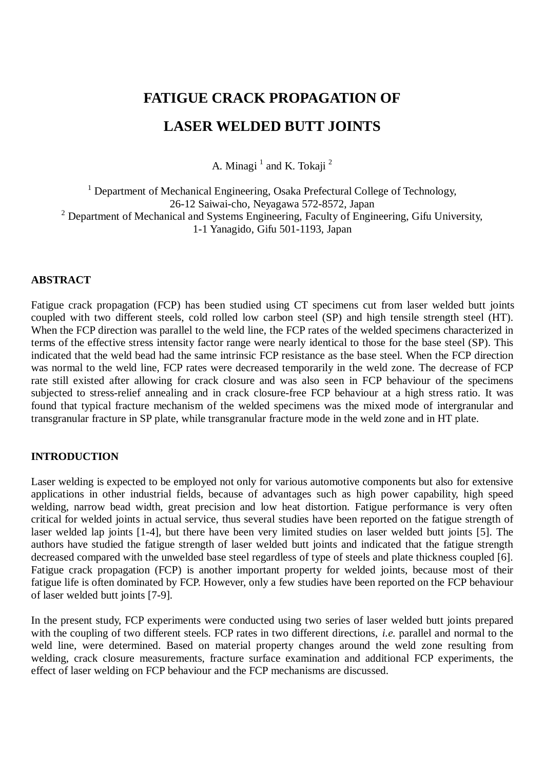# FATIGUE CRACK PROPAGATION OF LASER WELDED BUTT JOINTS

A. Minagi [1] and K. Tokaji [2]

[1] Department of Mechanical Engineering, Osaka Prefectural College of Technology, 26-12 Saiwai-cho, Neyagawa 572-8572, Japan
[2] Department of Mechanical and Systems Engineering, Faculty of Engineering, Gifu University, 1-1 Yanagido, Gifu 501-1193, Japan

## ABSTRACT

Fatigue crack propagation (FCP) has been studied using CT specimens cut from laser welded butt joints coupled with two different steels, cold rolled low carbon steel (SP) and high tensile strength steel (HT). When the FCP direction was parallel to the weld line, the FCP rates of the welded specimens characterized in terms of the effective stress intensity factor range were nearly identical to those for the base steel (SP). This indicated that the weld bead had the same intrinsic FCP resistance as the base steel. When the FCP direction was normal to the weld line, FCP rates were decreased temporarily in the weld zone. The decrease of FCP rate still existed after allowing for crack closure and was also seen in FCP behaviour of the specimens subjected to stress-relief annealing and in crack closure-free FCP behaviour at a high stress ratio. It was found that typical fracture mechanism of the welded specimens was the mixed mode of intergranular and transgranular fracture in SP plate, while transgranular fracture mode in the weld zone and in HT plate.

## INTRODUCTION

Laser welding is expected to be employed not only for various automotive components but also for extensive applications in other industrial fields, because of advantages such as high power capability, high speed welding, narrow bead width, great precision and low heat distortion. Fatigue performance is very often critical for welded joints in actual service, thus several studies have been reported on the fatigue strength of laser welded lap joints [1-4], but there have been very limited studies on laser welded butt joints [5]. The authors have studied the fatigue strength of laser welded butt joints and indicated that the fatigue strength decreased compared with the unwelded base steel regardless of type of steels and plate thickness coupled [6]. Fatigue crack propagation (FCP) is another important property for welded joints, because most of their fatigue life is often dominated by FCP. However, only a few studies have been reported on the FCP behaviour of laser welded butt joints [7-9].

In the present study, FCP experiments were conducted using two series of laser welded butt joints prepared with the coupling of two different steels. FCP rates in two different directions, *i.e.* parallel and normal to the weld line, were determined. Based on material property changes around the weld zone resulting from welding, crack closure measurements, fracture surface examination and additional FCP experiments, the effect of laser welding on FCP behaviour and the FCP mechanisms are discussed.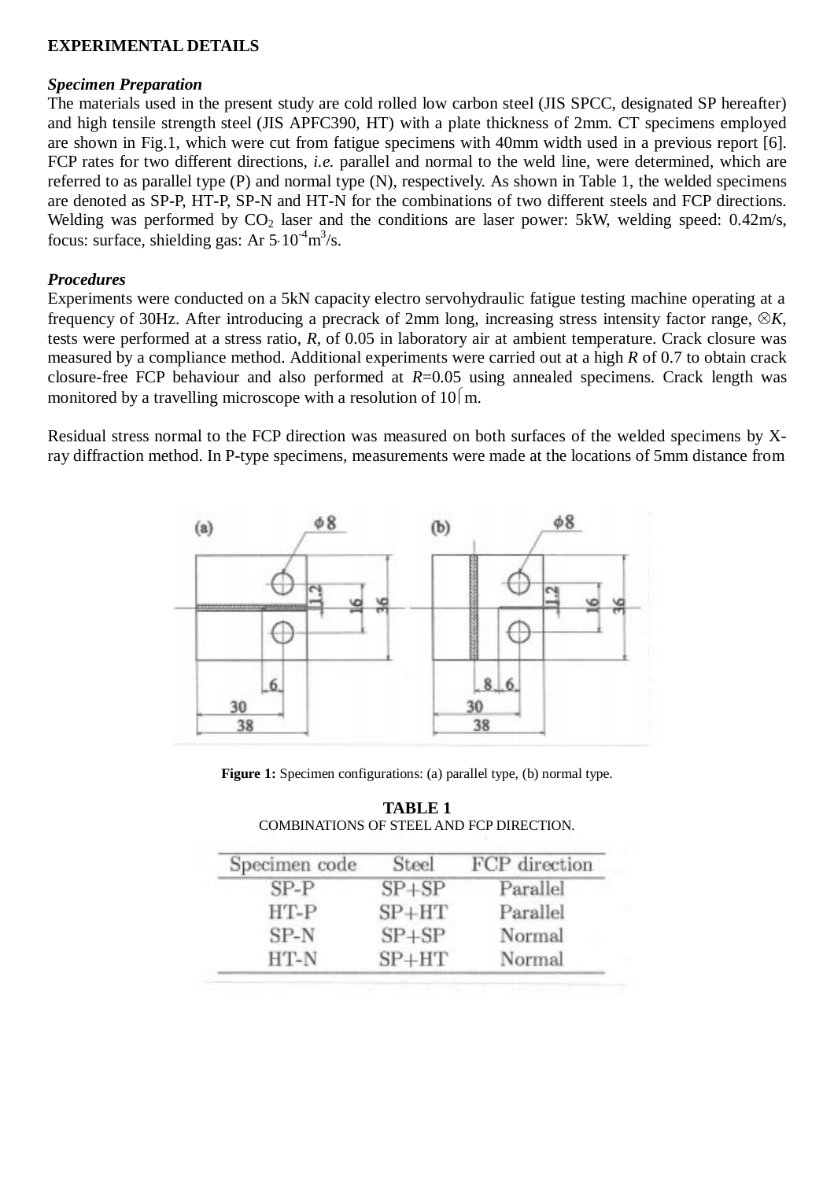**EXPERIMENTAL DETAILS**

***Specimen Preparation***

The materials used in the present study are cold rolled low carbon steel (JIS SPCC, designated SP hereafter) and high tensile strength steel (JIS APFC390, HT) with a plate thickness of 2mm. CT specimens employed are shown in Fig.1, which were cut from fatigue specimens with 40mm width used in a previous report [6]. FCP rates for two different directions, *i.e.* parallel and normal to the weld line, were determined, which are referred to as parallel type (P) and normal type (N), respectively. As shown in Table 1, the welded specimens are denoted as SP-P, HT-P, SP-N and HT-N for the combinations of two different steels and FCP directions. Welding was performed by $CO_2$ laser and the conditions are laser power: 5kW, welding speed: 0.42m/s, focus: surface, shielding gas: Ar $5{\cdot}10^{-4}m^3/s$.

***Procedures***

Experiments were conducted on a 5kN capacity electro servohydraulic fatigue testing machine operating at a frequency of 30Hz. After introducing a precrack of 2mm long, increasing stress intensity factor range, $\Delta K$, tests were performed at a stress ratio, $R$, of 0.05 in laboratory air at ambient temperature. Crack closure was measured by a compliance method. Additional experiments were carried out at a high $R$ of 0.7 to obtain crack closure-free FCP behaviour and also performed at $R$=0.05 using annealed specimens. Crack length was monitored by a travelling microscope with a resolution of 10μm.

Residual stress normal to the FCP direction was measured on both surfaces of the welded specimens by X-ray diffraction method. In P-type specimens, measurements were made at the locations of 5mm distance from

**Figure 1:** Specimen configurations: (a) parallel type, (b) normal type.

**TABLE 1**
COMBINATIONS OF STEEL AND FCP DIRECTION.

| Specimen code | Steel | FCP direction |
|---|---|---|
| SP-P | SP+SP | Parallel |
| HT-P | SP+HT | Parallel |
| SP-N | SP+SP | Normal |
| HT-N | SP+HT | Normal |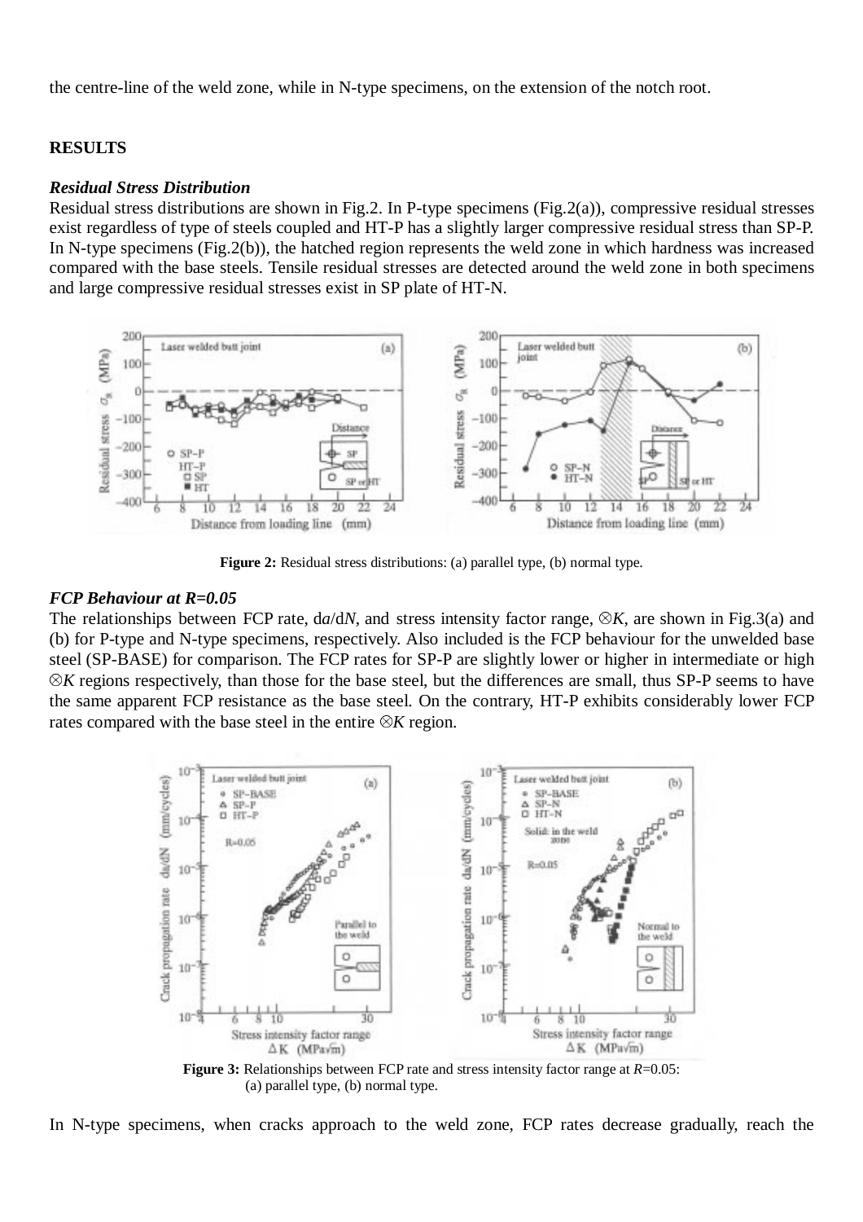the centre-line of the weld zone, while in N-type specimens, on the extension of the notch root.

## RESULTS

### *Residual Stress Distribution*

Residual stress distributions are shown in Fig.2. In P-type specimens (Fig.2(a)), compressive residual stresses exist regardless of type of steels coupled and HT-P has a slightly larger compressive residual stress than SP-P. In N-type specimens (Fig.2(b)), the hatched region represents the weld zone in which hardness was increased compared with the base steels. Tensile residual stresses are detected around the weld zone in both specimens and large compressive residual stresses exist in SP plate of HT-N.

**Figure 2:** Residual stress distributions: (a) parallel type, (b) normal type.

### *FCP Behaviour at R=0.05*

The relationships between FCP rate, d*a*/d*N*, and stress intensity factor range, $\Delta K$, are shown in Fig.3(a) and (b) for P-type and N-type specimens, respectively. Also included is the FCP behaviour for the unwelded base steel (SP-BASE) for comparison. The FCP rates for SP-P are slightly lower or higher in intermediate or high $\Delta K$ regions respectively, than those for the base steel, but the differences are small, thus SP-P seems to have the same apparent FCP resistance as the base steel. On the contrary, HT-P exhibits considerably lower FCP rates compared with the base steel in the entire $\Delta K$ region.

**Figure 3:** Relationships between FCP rate and stress intensity factor range at $R$=0.05: (a) parallel type, (b) normal type.

In N-type specimens, when cracks approach to the weld zone, FCP rates decrease gradually, reach the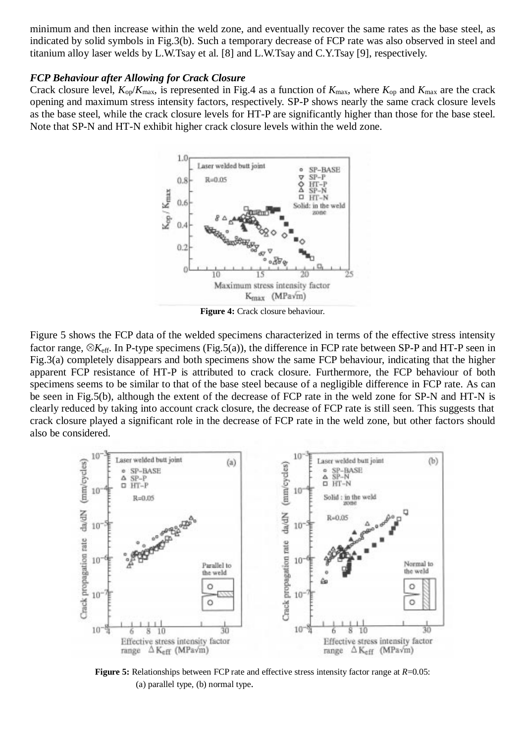minimum and then increase within the weld zone, and eventually recover the same rates as the base steel, as indicated by solid symbols in Fig.3(b). Such a temporary decrease of FCP rate was also observed in steel and titanium alloy laser welds by L.W.Tsay et al. [8] and L.W.Tsay and C.Y.Tsay [9], respectively.

### *FCP Behaviour after Allowing for Crack Closure*

Crack closure level, $K_{op}/K_{max}$, is represented in Fig.4 as a function of $K_{max}$, where $K_{op}$ and $K_{max}$ are the crack opening and maximum stress intensity factors, respectively. SP-P shows nearly the same crack closure levels as the base steel, while the crack closure levels for HT-P are significantly higher than those for the base steel. Note that SP-N and HT-N exhibit higher crack closure levels within the weld zone.

**Figure 4:** Crack closure behaviour.

Figure 5 shows the FCP data of the welded specimens characterized in terms of the effective stress intensity factor range, $\Delta K_{eff}$. In P-type specimens (Fig.5(a)), the difference in FCP rate between SP-P and HT-P seen in Fig.3(a) completely disappears and both specimens show the same FCP behaviour, indicating that the higher apparent FCP resistance of HT-P is attributed to crack closure. Furthermore, the FCP behaviour of both specimens seems to be similar to that of the base steel because of a negligible difference in FCP rate. As can be seen in Fig.5(b), although the extent of the decrease of FCP rate in the weld zone for SP-N and HT-N is clearly reduced by taking into account crack closure, the decrease of FCP rate is still seen. This suggests that crack closure played a significant role in the decrease of FCP rate in the weld zone, but other factors should also be considered.

**Figure 5:** Relationships between FCP rate and effective stress intensity factor range at $R$=0.05: (a) parallel type, (b) normal type.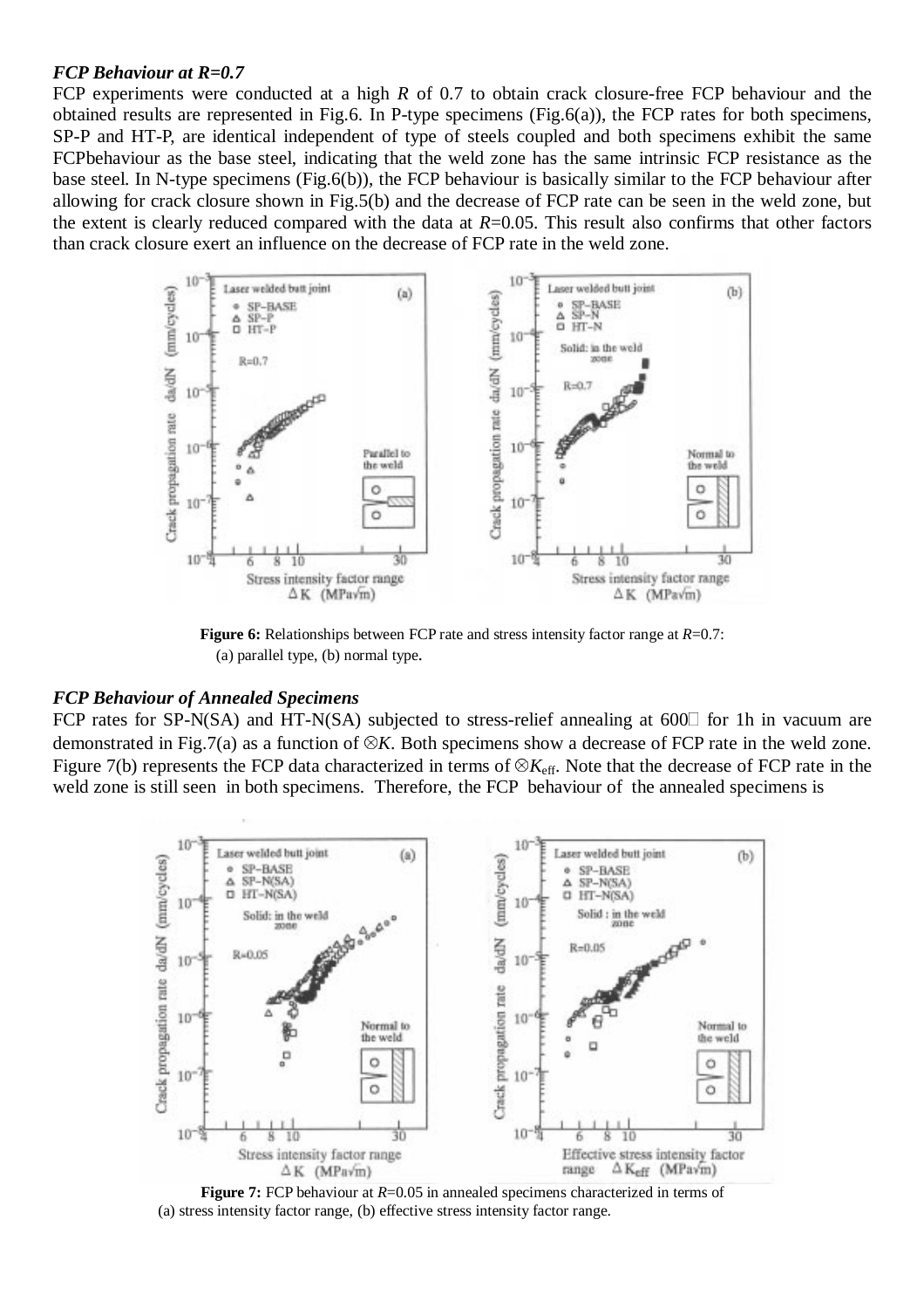### *FCP Behaviour at R=0.7*

FCP experiments were conducted at a high $R$ of 0.7 to obtain crack closure-free FCP behaviour and the obtained results are represented in Fig.6. In P-type specimens (Fig.6(a)), the FCP rates for both specimens, SP-P and HT-P, are identical independent of type of steels coupled and both specimens exhibit the same FCPbehaviour as the base steel, indicating that the weld zone has the same intrinsic FCP resistance as the base steel. In N-type specimens (Fig.6(b)), the FCP behaviour is basically similar to the FCP behaviour after allowing for crack closure shown in Fig.5(b) and the decrease of FCP rate can be seen in the weld zone, but the extent is clearly reduced compared with the data at $R$=0.05. This result also confirms that other factors than crack closure exert an influence on the decrease of FCP rate in the weld zone.

**Figure 6:** Relationships between FCP rate and stress intensity factor range at $R$=0.7: (a) parallel type, (b) normal type.

### *FCP Behaviour of Annealed Specimens*

FCP rates for SP-N(SA) and HT-N(SA) subjected to stress-relief annealing at 600℃ for 1h in vacuum are demonstrated in Fig.7(a) as a function of $\Delta K$. Both specimens show a decrease of FCP rate in the weld zone. Figure 7(b) represents the FCP data characterized in terms of $\Delta K_{eff}$. Note that the decrease of FCP rate in the weld zone is still seen in both specimens. Therefore, the FCP behaviour of the annealed specimens is

**Figure 7:** FCP behaviour at $R$=0.05 in annealed specimens characterized in terms of (a) stress intensity factor range, (b) effective stress intensity factor range.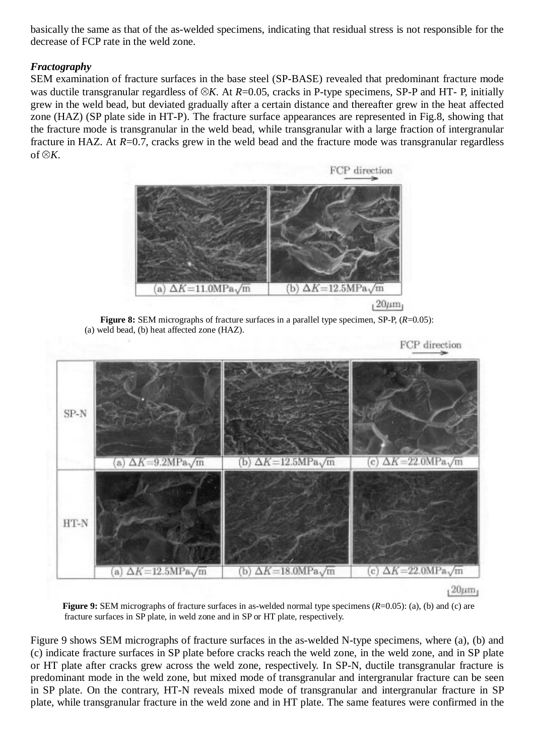basically the same as that of the as-welded specimens, indicating that residual stress is not responsible for the decrease of FCP rate in the weld zone.

***Fractography***

SEM examination of fracture surfaces in the base steel (SP-BASE) revealed that predominant fracture mode was ductile transgranular regardless of ⊗*K*. At *R*=0.05, cracks in P-type specimens, SP-P and HT- P, initially grew in the weld bead, but deviated gradually after a certain distance and thereafter grew in the heat affected zone (HAZ) (SP plate side in HT-P). The fracture surface appearances are represented in Fig.8, showing that the fracture mode is transgranular in the weld bead, while transgranular with a large fraction of intergranular fracture in HAZ. At *R*=0.7, cracks grew in the weld bead and the fracture mode was transgranular regardless of ⊗*K*.

**Figure 8:** SEM micrographs of fracture surfaces in a parallel type specimen, SP-P, (*R*=0.05): (a) weld bead, (b) heat affected zone (HAZ).

**Figure 9:** SEM micrographs of fracture surfaces in as-welded normal type specimens (*R*=0.05): (a), (b) and (c) are fracture surfaces in SP plate, in weld zone and in SP or HT plate, respectively.

Figure 9 shows SEM micrographs of fracture surfaces in the as-welded N-type specimens, where (a), (b) and (c) indicate fracture surfaces in SP plate before cracks reach the weld zone, in the weld zone, and in SP plate or HT plate after cracks grew across the weld zone, respectively. In SP-N, ductile transgranular fracture is predominant mode in the weld zone, but mixed mode of transgranular and intergranular fracture can be seen in SP plate. On the contrary, HT-N reveals mixed mode of transgranular and intergranular fracture in SP plate, while transgranular fracture in the weld zone and in HT plate. The same features were confirmed in the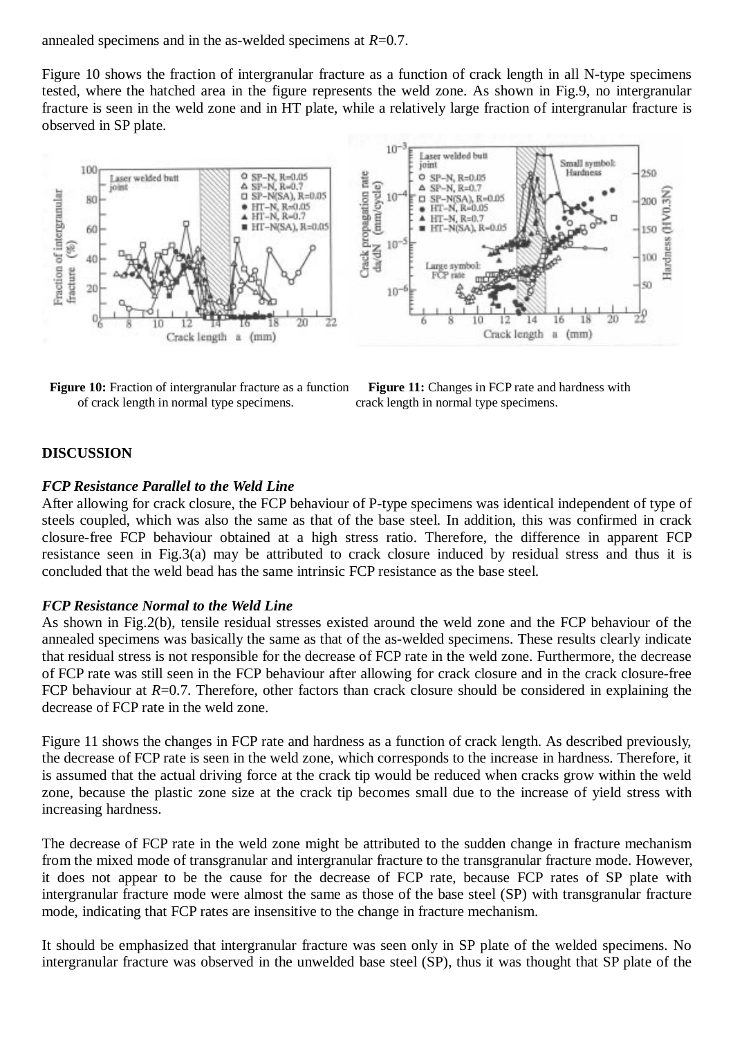annealed specimens and in the as-welded specimens at $R$=0.7.

Figure 10 shows the fraction of intergranular fracture as a function of crack length in all N-type specimens tested, where the hatched area in the figure represents the weld zone. As shown in Fig.9, no intergranular fracture is seen in the weld zone and in HT plate, while a relatively large fraction of intergranular fracture is observed in SP plate.

**Figure 10:** Fraction of intergranular fracture as a function of crack length in normal type specimens.

**Figure 11:** Changes in FCP rate and hardness with crack length in normal type specimens.

## DISCUSSION

### *FCP Resistance Parallel to the Weld Line*

After allowing for crack closure, the FCP behaviour of P-type specimens was identical independent of type of steels coupled, which was also the same as that of the base steel. In addition, this was confirmed in crack closure-free FCP behaviour obtained at a high stress ratio. Therefore, the difference in apparent FCP resistance seen in Fig.3(a) may be attributed to crack closure induced by residual stress and thus it is concluded that the weld bead has the same intrinsic FCP resistance as the base steel.

### *FCP Resistance Normal to the Weld Line*

As shown in Fig.2(b), tensile residual stresses existed around the weld zone and the FCP behaviour of the annealed specimens was basically the same as that of the as-welded specimens. These results clearly indicate that residual stress is not responsible for the decrease of FCP rate in the weld zone. Furthermore, the decrease of FCP rate was still seen in the FCP behaviour after allowing for crack closure and in the crack closure-free FCP behaviour at $R$=0.7. Therefore, other factors than crack closure should be considered in explaining the decrease of FCP rate in the weld zone.

Figure 11 shows the changes in FCP rate and hardness as a function of crack length. As described previously, the decrease of FCP rate is seen in the weld zone, which corresponds to the increase in hardness. Therefore, it is assumed that the actual driving force at the crack tip would be reduced when cracks grow within the weld zone, because the plastic zone size at the crack tip becomes small due to the increase of yield stress with increasing hardness.

The decrease of FCP rate in the weld zone might be attributed to the sudden change in fracture mechanism from the mixed mode of transgranular and intergranular fracture to the transgranular fracture mode. However, it does not appear to be the cause for the decrease of FCP rate, because FCP rates of SP plate with intergranular fracture mode were almost the same as those of the base steel (SP) with transgranular fracture mode, indicating that FCP rates are insensitive to the change in fracture mechanism.

It should be emphasized that intergranular fracture was seen only in SP plate of the welded specimens. No intergranular fracture was observed in the unwelded base steel (SP), thus it was thought that SP plate of the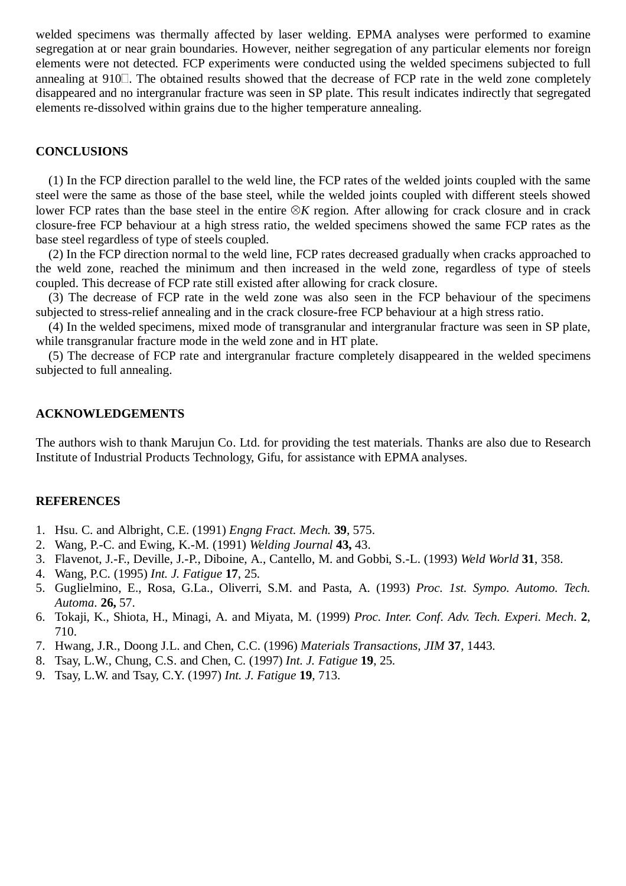welded specimens was thermally affected by laser welding. EPMA analyses were performed to examine segregation at or near grain boundaries. However, neither segregation of any particular elements nor foreign elements were not detected. FCP experiments were conducted using the welded specimens subjected to full annealing at 910℃. The obtained results showed that the decrease of FCP rate in the weld zone completely disappeared and no intergranular fracture was seen in SP plate. This result indicates indirectly that segregated elements re-dissolved within grains due to the higher temperature annealing.

## CONCLUSIONS

(1) In the FCP direction parallel to the weld line, the FCP rates of the welded joints coupled with the same steel were the same as those of the base steel, while the welded joints coupled with different steels showed lower FCP rates than the base steel in the entire $\Delta K$ region. After allowing for crack closure and in crack closure-free FCP behaviour at a high stress ratio, the welded specimens showed the same FCP rates as the base steel regardless of type of steels coupled.

(2) In the FCP direction normal to the weld line, FCP rates decreased gradually when cracks approached to the weld zone, reached the minimum and then increased in the weld zone, regardless of type of steels coupled. This decrease of FCP rate still existed after allowing for crack closure.

(3) The decrease of FCP rate in the weld zone was also seen in the FCP behaviour of the specimens subjected to stress-relief annealing and in the crack closure-free FCP behaviour at a high stress ratio.

(4) In the welded specimens, mixed mode of transgranular and intergranular fracture was seen in SP plate, while transgranular fracture mode in the weld zone and in HT plate.

(5) The decrease of FCP rate and intergranular fracture completely disappeared in the welded specimens subjected to full annealing.

## ACKNOWLEDGEMENTS

The authors wish to thank Marujun Co. Ltd. for providing the test materials. Thanks are also due to Research Institute of Industrial Products Technology, Gifu, for assistance with EPMA analyses.

## REFERENCES

1. Hsu. C. and Albright, C.E. (1991) *Engng Fract. Mech.* **39**, 575.
2. Wang, P.-C. and Ewing, K.-M. (1991) *Welding Journal* **43,** 43.
3. Flavenot, J.-F., Deville, J.-P., Diboine, A., Cantello, M. and Gobbi, S.-L. (1993) *Weld World* **31**, 358.
4. Wang, P.C. (1995) *Int. J. Fatigue* **17**, 25.
5. Guglielmino, E., Rosa, G.La., Oliverri, S.M. and Pasta, A. (1993) *Proc. 1st. Sympo. Automo. Tech. Automa.* **26,** 57.
6. Tokaji, K., Shiota, H., Minagi, A. and Miyata, M. (1999) *Proc. Inter. Conf. Adv. Tech. Experi. Mech*. **2**, 710.
7. Hwang, J.R., Doong J.L. and Chen, C.C. (1996) *Materials Transactions, JIM* **37**, 1443.
8. Tsay, L.W., Chung, C.S. and Chen, C. (1997) *Int. J. Fatigue* **19**, 25.
9. Tsay, L.W. and Tsay, C.Y. (1997) *Int. J. Fatigue* **19**, 713.